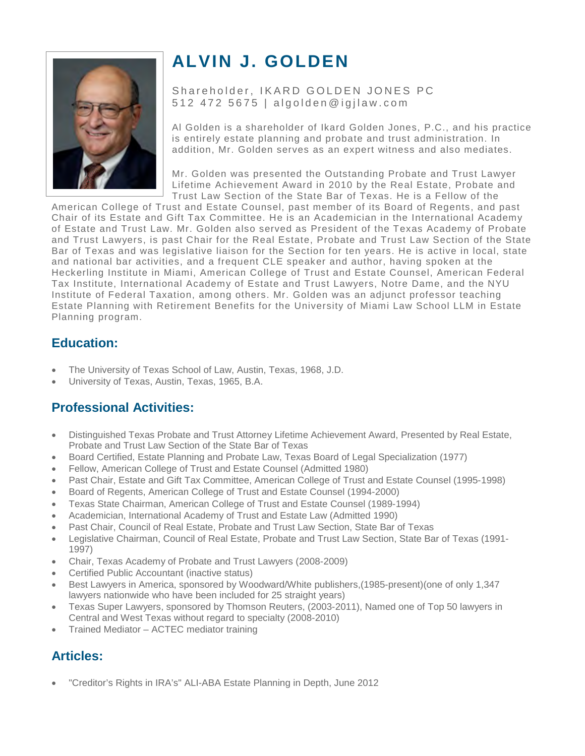# ALVIN J. GOLDEN

Shareholder, IKARD GOLDEN JONES PC
512 472 5675 | algolden@igjlaw.com

Al Golden is a shareholder of Ikard Golden Jones, P.C., and his practice is entirely estate planning and probate and trust administration. In addition, Mr. Golden serves as an expert witness and also mediates.

Mr. Golden was presented the Outstanding Probate and Trust Lawyer Lifetime Achievement Award in 2010 by the Real Estate, Probate and Trust Law Section of the State Bar of Texas. He is a Fellow of the American College of Trust and Estate Counsel, past member of its Board of Regents, and past Chair of its Estate and Gift Tax Committee. He is an Academician in the International Academy of Estate and Trust Law. Mr. Golden also served as President of the Texas Academy of Probate and Trust Lawyers, is past Chair for the Real Estate, Probate and Trust Law Section of the State Bar of Texas and was legislative liaison for the Section for ten years. He is active in local, state and national bar activities, and a frequent CLE speaker and author, having spoken at the Heckerling Institute in Miami, American College of Trust and Estate Counsel, American Federal Tax Institute, International Academy of Estate and Trust Lawyers, Notre Dame, and the NYU Institute of Federal Taxation, among others. Mr. Golden was an adjunct professor teaching Estate Planning with Retirement Benefits for the University of Miami Law School LLM in Estate Planning program.

## Education:

- The University of Texas School of Law, Austin, Texas, 1968, J.D.
- University of Texas, Austin, Texas, 1965, B.A.

## Professional Activities:

- Distinguished Texas Probate and Trust Attorney Lifetime Achievement Award, Presented by Real Estate, Probate and Trust Law Section of the State Bar of Texas
- Board Certified, Estate Planning and Probate Law, Texas Board of Legal Specialization (1977)
- Fellow, American College of Trust and Estate Counsel (Admitted 1980)
- Past Chair, Estate and Gift Tax Committee, American College of Trust and Estate Counsel (1995-1998)
- Board of Regents, American College of Trust and Estate Counsel (1994-2000)
- Texas State Chairman, American College of Trust and Estate Counsel (1989-1994)
- Academician, International Academy of Trust and Estate Law (Admitted 1990)
- Past Chair, Council of Real Estate, Probate and Trust Law Section, State Bar of Texas
- Legislative Chairman, Council of Real Estate, Probate and Trust Law Section, State Bar of Texas (1991-1997)
- Chair, Texas Academy of Probate and Trust Lawyers (2008-2009)
- Certified Public Accountant (inactive status)
- Best Lawyers in America, sponsored by Woodward/White publishers,(1985-present)(one of only 1,347 lawyers nationwide who have been included for 25 straight years)
- Texas Super Lawyers, sponsored by Thomson Reuters, (2003-2011), Named one of Top 50 lawyers in Central and West Texas without regard to specialty (2008-2010)
- Trained Mediator – ACTEC mediator training

## Articles:

- "Creditor's Rights in IRA's" ALI-ABA Estate Planning in Depth, June 2012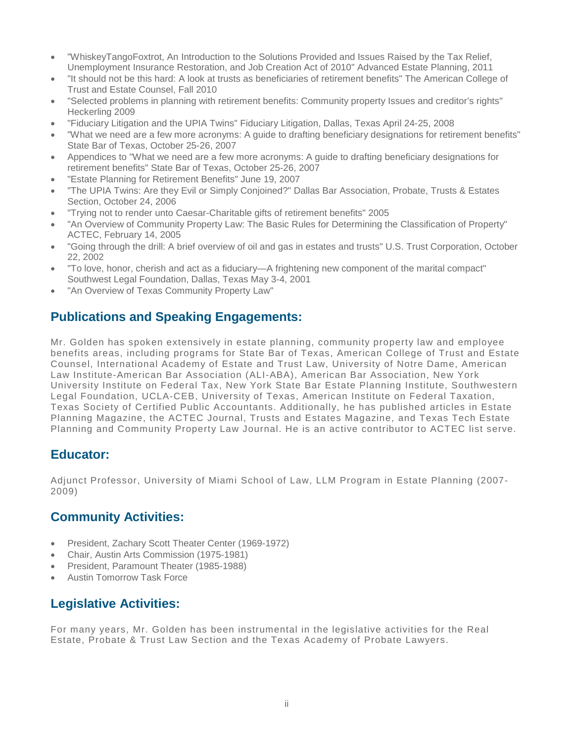- "WhiskeyTangoFoxtrot, An Introduction to the Solutions Provided and Issues Raised by the Tax Relief, Unemployment Insurance Restoration, and Job Creation Act of 2010" Advanced Estate Planning, 2011
- "It should not be this hard: A look at trusts as beneficiaries of retirement benefits" The American College of Trust and Estate Counsel, Fall 2010
- "Selected problems in planning with retirement benefits: Community property Issues and creditor's rights" Heckerling 2009
- "Fiduciary Litigation and the UPIA Twins" Fiduciary Litigation, Dallas, Texas April 24-25, 2008
- "What we need are a few more acronyms: A guide to drafting beneficiary designations for retirement benefits" State Bar of Texas, October 25-26, 2007
- Appendices to "What we need are a few more acronyms: A guide to drafting beneficiary designations for retirement benefits" State Bar of Texas, October 25-26, 2007
- "Estate Planning for Retirement Benefits" June 19, 2007
- "The UPIA Twins: Are they Evil or Simply Conjoined?" Dallas Bar Association, Probate, Trusts & Estates Section, October 24, 2006
- "Trying not to render unto Caesar-Charitable gifts of retirement benefits" 2005
- "An Overview of Community Property Law: The Basic Rules for Determining the Classification of Property" ACTEC, February 14, 2005
- "Going through the drill: A brief overview of oil and gas in estates and trusts" U.S. Trust Corporation, October 22, 2002
- "To love, honor, cherish and act as a fiduciary—A frightening new component of the marital compact" Southwest Legal Foundation, Dallas, Texas May 3-4, 2001
- "An Overview of Texas Community Property Law"

## Publications and Speaking Engagements:

Mr. Golden has spoken extensively in estate planning, community property law and employee benefits areas, including programs for State Bar of Texas, American College of Trust and Estate Counsel, International Academy of Estate and Trust Law, University of Notre Dame, American Law Institute-American Bar Association (ALI-ABA), American Bar Association, New York University Institute on Federal Tax, New York State Bar Estate Planning Institute, Southwestern Legal Foundation, UCLA-CEB, University of Texas, American Institute on Federal Taxation, Texas Society of Certified Public Accountants. Additionally, he has published articles in Estate Planning Magazine, the ACTEC Journal, Trusts and Estates Magazine, and Texas Tech Estate Planning and Community Property Law Journal. He is an active contributor to ACTEC list serve.

## Educator:

Adjunct Professor, University of Miami School of Law, LLM Program in Estate Planning (2007-2009)

## Community Activities:

- President, Zachary Scott Theater Center (1969-1972)
- Chair, Austin Arts Commission (1975-1981)
- President, Paramount Theater (1985-1988)
- Austin Tomorrow Task Force

## Legislative Activities:

For many years, Mr. Golden has been instrumental in the legislative activities for the Real Estate, Probate & Trust Law Section and the Texas Academy of Probate Lawyers.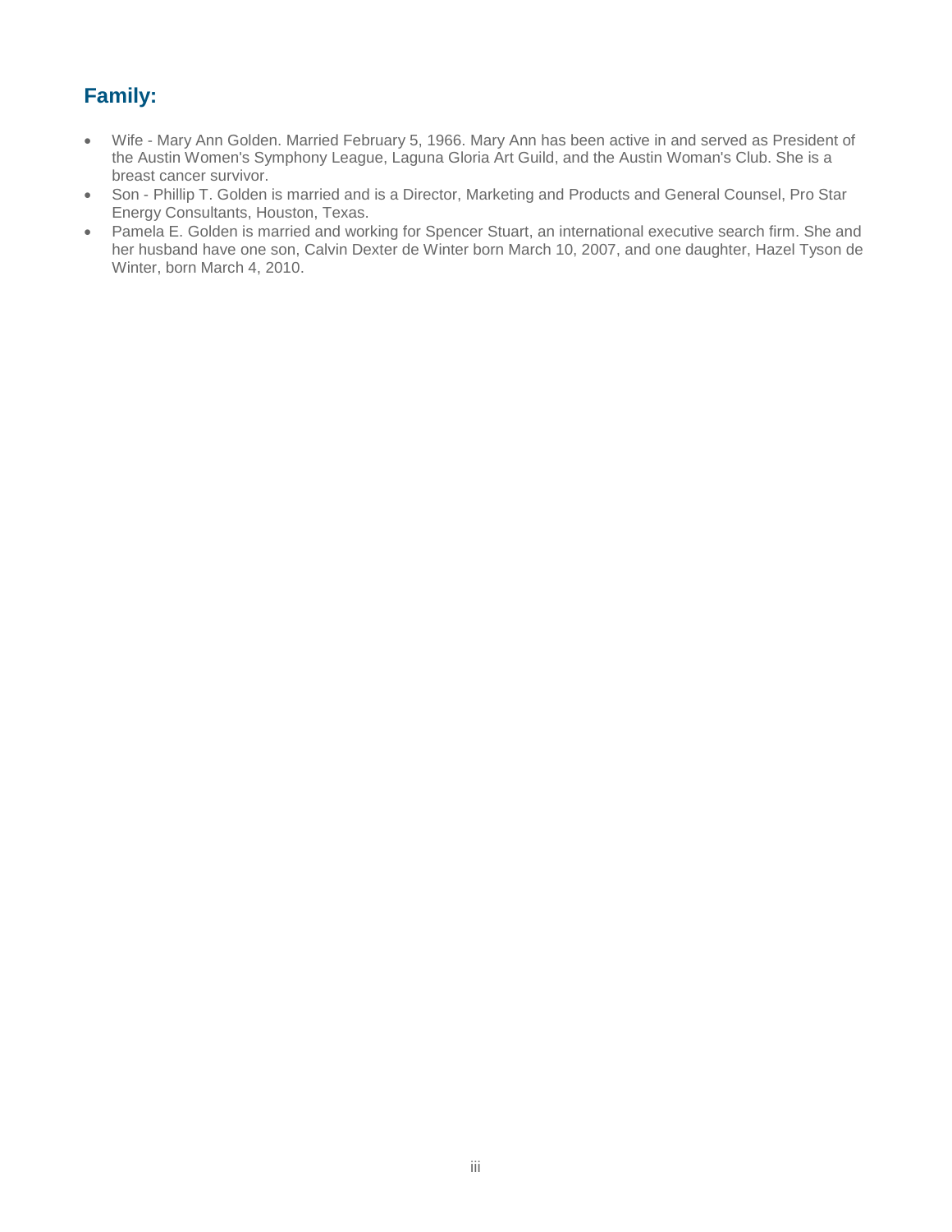## Family:

- Wife - Mary Ann Golden. Married February 5, 1966. Mary Ann has been active in and served as President of the Austin Women's Symphony League, Laguna Gloria Art Guild, and the Austin Woman's Club. She is a breast cancer survivor.
- Son - Phillip T. Golden is married and is a Director, Marketing and Products and General Counsel, Pro Star Energy Consultants, Houston, Texas.
- Pamela E. Golden is married and working for Spencer Stuart, an international executive search firm. She and her husband have one son, Calvin Dexter de Winter born March 10, 2007, and one daughter, Hazel Tyson de Winter, born March 4, 2010.